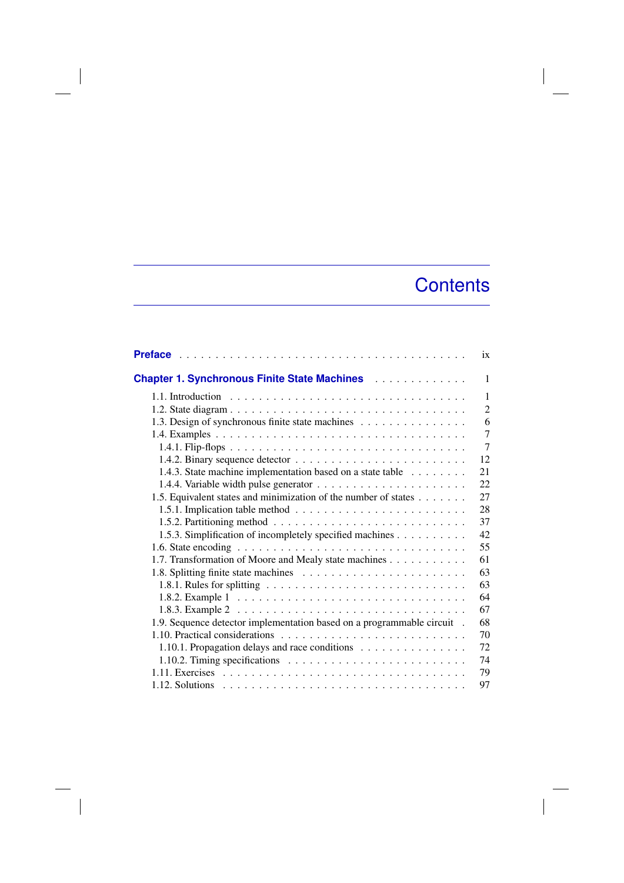# Contents

**Preface** . . . . . . . . . . . . . . . . . . . . . . . . . . . . . . . . . . . . . . . . ix

**Chapter 1. Synchronous Finite State Machines** . . . . . . . . . . . . . 1

- 1.1. Introduction . . . . . . . . . . . . . . . . . . . . . . . . . . . . . . . . . 1
- 1.2. State diagram . . . . . . . . . . . . . . . . . . . . . . . . . . . . . . . . 2
- 1.3. Design of synchronous finite state machines . . . . . . . . . . . . . . . 6
- 1.4. Examples . . . . . . . . . . . . . . . . . . . . . . . . . . . . . . . . . . 7
  - 1.4.1. Flip-flops . . . . . . . . . . . . . . . . . . . . . . . . . . . . . . 7
  - 1.4.2. Binary sequence detector . . . . . . . . . . . . . . . . . . . . . . 12
  - 1.4.3. State machine implementation based on a state table . . . . . . . . 21
  - 1.4.4. Variable width pulse generator . . . . . . . . . . . . . . . . . . . 22
- 1.5. Equivalent states and minimization of the number of states . . . . . . . 27
  - 1.5.1. Implication table method . . . . . . . . . . . . . . . . . . . . . . 28
  - 1.5.2. Partitioning method . . . . . . . . . . . . . . . . . . . . . . . . . 37
  - 1.5.3. Simplification of incompletely specified machines . . . . . . . . . . 42
- 1.6. State encoding . . . . . . . . . . . . . . . . . . . . . . . . . . . . . . . 55
- 1.7. Transformation of Moore and Mealy state machines . . . . . . . . . . . 61
- 1.8. Splitting finite state machines . . . . . . . . . . . . . . . . . . . . . . 63
  - 1.8.1. Rules for splitting . . . . . . . . . . . . . . . . . . . . . . . . . . 63
  - 1.8.2. Example 1 . . . . . . . . . . . . . . . . . . . . . . . . . . . . . . 64
  - 1.8.3. Example 2 . . . . . . . . . . . . . . . . . . . . . . . . . . . . . . 67
- 1.9. Sequence detector implementation based on a programmable circuit . 68
- 1.10. Practical considerations . . . . . . . . . . . . . . . . . . . . . . . . . 70
  - 1.10.1. Propagation delays and race conditions . . . . . . . . . . . . . . . 72
  - 1.10.2. Timing specifications . . . . . . . . . . . . . . . . . . . . . . . . 74
- 1.11. Exercises . . . . . . . . . . . . . . . . . . . . . . . . . . . . . . . . . 79
- 1.12. Solutions . . . . . . . . . . . . . . . . . . . . . . . . . . . . . . . . . 97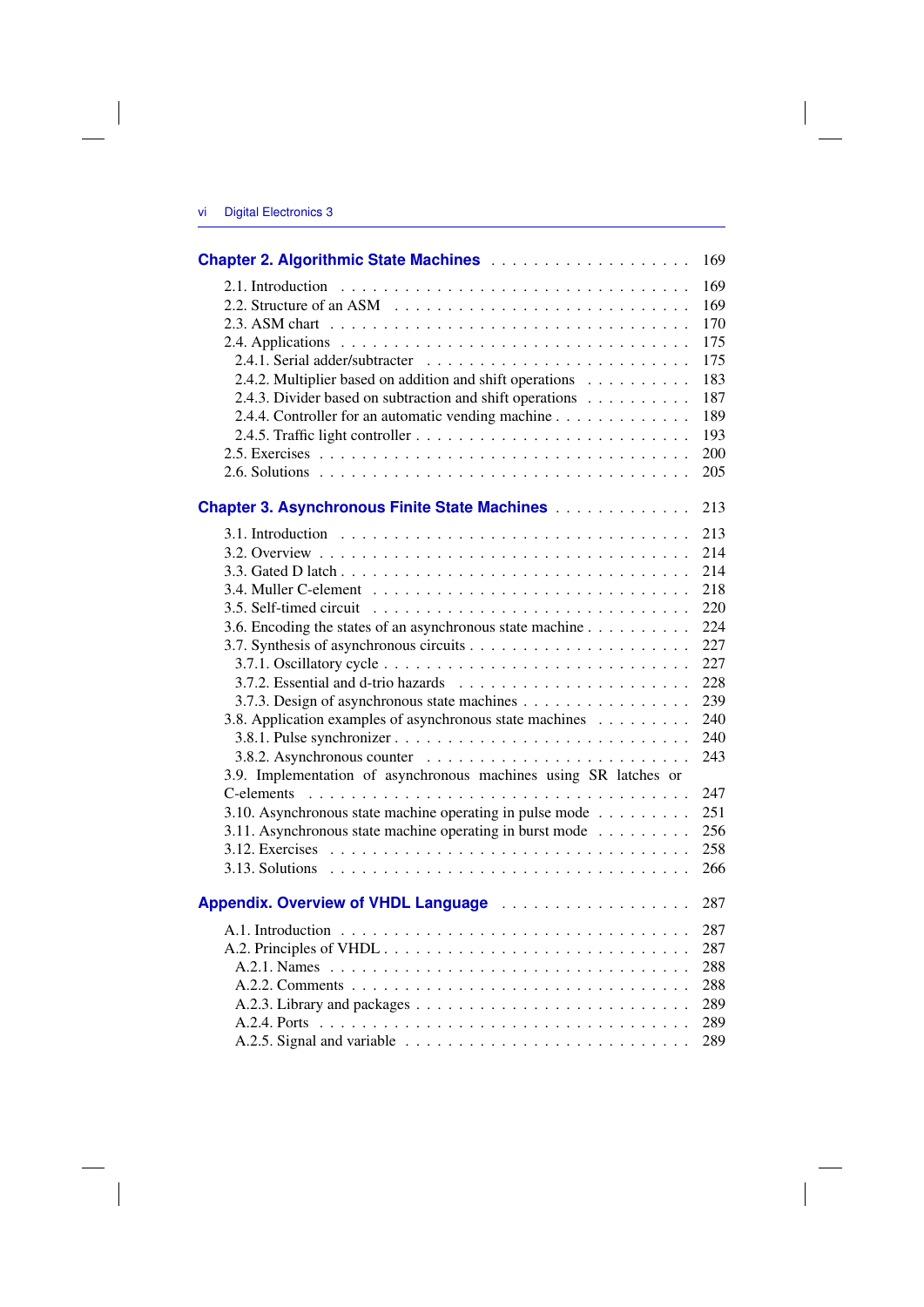**Chapter 2. Algorithmic State Machines** . . . . . . . . . . . . . . . . . . . 169

2.1. Introduction . . . . . . . . . . . . . . . . . . . . . . . . . . . . . . . . 169
2.2. Structure of an ASM . . . . . . . . . . . . . . . . . . . . . . . . . . 169
2.3. ASM chart . . . . . . . . . . . . . . . . . . . . . . . . . . . . . . . . 170
2.4. Applications . . . . . . . . . . . . . . . . . . . . . . . . . . . . . . . 175
 2.4.1. Serial adder/subtracter . . . . . . . . . . . . . . . . . . . . . . . 175
 2.4.2. Multiplier based on addition and shift operations . . . . . . . . . 183
 2.4.3. Divider based on subtraction and shift operations . . . . . . . . . 187
 2.4.4. Controller for an automatic vending machine . . . . . . . . . . . . 189
 2.4.5. Traffic light controller . . . . . . . . . . . . . . . . . . . . . . . 193
2.5. Exercises . . . . . . . . . . . . . . . . . . . . . . . . . . . . . . . . 200
2.6. Solutions . . . . . . . . . . . . . . . . . . . . . . . . . . . . . . . . 205

**Chapter 3. Asynchronous Finite State Machines** . . . . . . . . . . . . . 213

3.1. Introduction . . . . . . . . . . . . . . . . . . . . . . . . . . . . . . . 213
3.2. Overview . . . . . . . . . . . . . . . . . . . . . . . . . . . . . . . . 214
3.3. Gated D latch . . . . . . . . . . . . . . . . . . . . . . . . . . . . . . 214
3.4. Muller C-element . . . . . . . . . . . . . . . . . . . . . . . . . . . . 218
3.5. Self-timed circuit . . . . . . . . . . . . . . . . . . . . . . . . . . . . 220
3.6. Encoding the states of an asynchronous state machine . . . . . . . . . 224
3.7. Synthesis of asynchronous circuits . . . . . . . . . . . . . . . . . . . 227
 3.7.1. Oscillatory cycle . . . . . . . . . . . . . . . . . . . . . . . . . . 227
 3.7.2. Essential and d-trio hazards . . . . . . . . . . . . . . . . . . . . 228
 3.7.3. Design of asynchronous state machines . . . . . . . . . . . . . . . 239
3.8. Application examples of asynchronous state machines . . . . . . . . . 240
 3.8.1. Pulse synchronizer . . . . . . . . . . . . . . . . . . . . . . . . . 240
 3.8.2. Asynchronous counter . . . . . . . . . . . . . . . . . . . . . . . . 243
3.9. Implementation of asynchronous machines using SR latches or C-elements . . . . . . . . . . . . . . . . . . . . . . . . . . . . . . . . . . 247
3.10. Asynchronous state machine operating in pulse mode . . . . . . . . . 251
3.11. Asynchronous state machine operating in burst mode . . . . . . . . . 256
3.12. Exercises . . . . . . . . . . . . . . . . . . . . . . . . . . . . . . . . 258
3.13. Solutions . . . . . . . . . . . . . . . . . . . . . . . . . . . . . . . . 266

**Appendix. Overview of VHDL Language** . . . . . . . . . . . . . . . . . . 287

A.1. Introduction . . . . . . . . . . . . . . . . . . . . . . . . . . . . . . . 287
A.2. Principles of VHDL . . . . . . . . . . . . . . . . . . . . . . . . . . . 287
 A.2.1. Names . . . . . . . . . . . . . . . . . . . . . . . . . . . . . . . . 288
 A.2.2. Comments . . . . . . . . . . . . . . . . . . . . . . . . . . . . . . 288
 A.2.3. Library and packages . . . . . . . . . . . . . . . . . . . . . . . . 289
 A.2.4. Ports . . . . . . . . . . . . . . . . . . . . . . . . . . . . . . . . 289
 A.2.5. Signal and variable . . . . . . . . . . . . . . . . . . . . . . . . . 289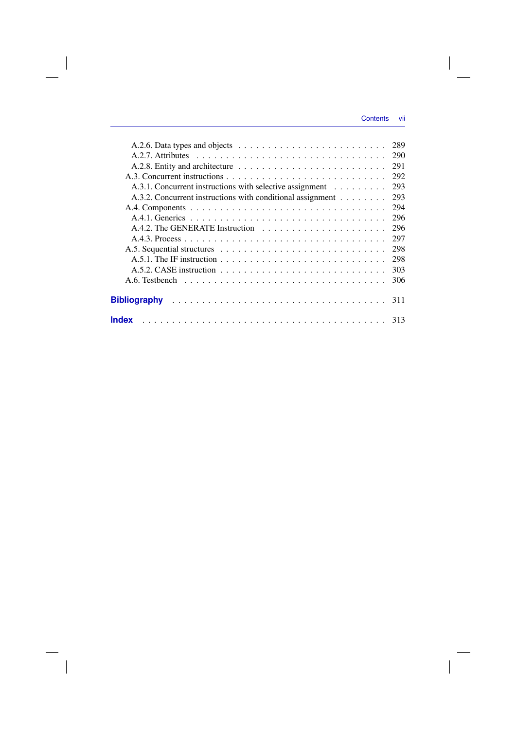A.2.6. Data types and objects . . . . . . . . . . . . . . . . . . . . . . . . . 289
A.2.7. Attributes . . . . . . . . . . . . . . . . . . . . . . . . . . . . . . . 290
A.2.8. Entity and architecture . . . . . . . . . . . . . . . . . . . . . . . . . 291
A.3. Concurrent instructions . . . . . . . . . . . . . . . . . . . . . . . . . . . 292
A.3.1. Concurrent instructions with selective assignment . . . . . . . . . 293
A.3.2. Concurrent instructions with conditional assignment . . . . . . . . 293
A.4. Components . . . . . . . . . . . . . . . . . . . . . . . . . . . . . . . . 294
A.4.1. Generics . . . . . . . . . . . . . . . . . . . . . . . . . . . . . . . 296
A.4.2. The GENERATE Instruction . . . . . . . . . . . . . . . . . . . . . 296
A.4.3. Process . . . . . . . . . . . . . . . . . . . . . . . . . . . . . . . . 297
A.5. Sequential structures . . . . . . . . . . . . . . . . . . . . . . . . . . . 298
A.5.1. The IF instruction . . . . . . . . . . . . . . . . . . . . . . . . . . 298
A.5.2. CASE instruction . . . . . . . . . . . . . . . . . . . . . . . . . . . 303
A.6. Testbench . . . . . . . . . . . . . . . . . . . . . . . . . . . . . . . . . 306

**Bibliography** . . . . . . . . . . . . . . . . . . . . . . . . . . . . . . . . . . 311

**Index** . . . . . . . . . . . . . . . . . . . . . . . . . . . . . . . . . . . . . . 313